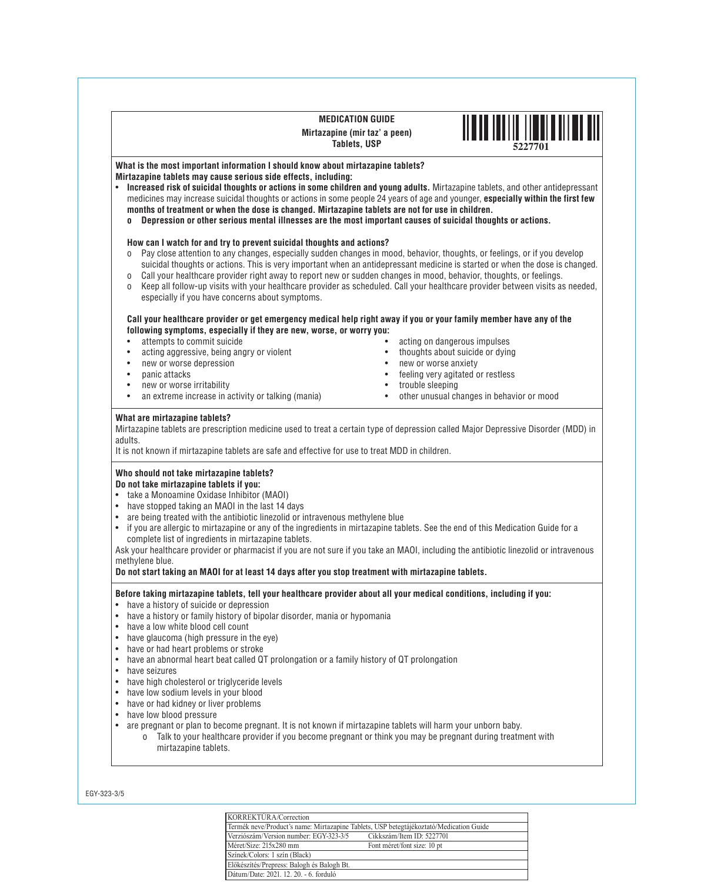# MEDICATION GUIDE

**Mirtazapine (mir taz' a peen)**
**Tablets, USP**

5227701

**What is the most important information I should know about mirtazapine tablets?**

**Mirtazapine tablets may cause serious side effects, including:**

- **Increased risk of suicidal thoughts or actions in some children and young adults.** Mirtazapine tablets, and other antidepressant medicines may increase suicidal thoughts or actions in some people 24 years of age and younger, **especially within the first few months of treatment or when the dose is changed. Mirtazapine tablets are not for use in children.**
  - **Depression or other serious mental illnesses are the most important causes of suicidal thoughts or actions.**

**How can I watch for and try to prevent suicidal thoughts and actions?**

- Pay close attention to any changes, especially sudden changes in mood, behavior, thoughts, or feelings, or if you develop suicidal thoughts or actions. This is very important when an antidepressant medicine is started or when the dose is changed.
- Call your healthcare provider right away to report new or sudden changes in mood, behavior, thoughts, or feelings.
- Keep all follow-up visits with your healthcare provider as scheduled. Call your healthcare provider between visits as needed, especially if you have concerns about symptoms.

**Call your healthcare provider or get emergency medical help right away if you or your family member have any of the following symptoms, especially if they are new, worse, or worry you:**

- attempts to commit suicide
- acting aggressive, being angry or violent
- new or worse depression
- panic attacks
- new or worse irritability
- an extreme increase in activity or talking (mania)
- acting on dangerous impulses
- thoughts about suicide or dying
- new or worse anxiety
- feeling very agitated or restless
- trouble sleeping
- other unusual changes in behavior or mood

**What are mirtazapine tablets?**

Mirtazapine tablets are prescription medicine used to treat a certain type of depression called Major Depressive Disorder (MDD) in adults.

It is not known if mirtazapine tablets are safe and effective for use to treat MDD in children.

**Who should not take mirtazapine tablets?**

**Do not take mirtazapine tablets if you:**

- take a Monoamine Oxidase Inhibitor (MAOI)
- have stopped taking an MAOI in the last 14 days
- are being treated with the antibiotic linezolid or intravenous methylene blue
- if you are allergic to mirtazapine or any of the ingredients in mirtazapine tablets. See the end of this Medication Guide for a complete list of ingredients in mirtazapine tablets.

Ask your healthcare provider or pharmacist if you are not sure if you take an MAOI, including the antibiotic linezolid or intravenous methylene blue.

**Do not start taking an MAOI for at least 14 days after you stop treatment with mirtazapine tablets.**

**Before taking mirtazapine tablets, tell your healthcare provider about all your medical conditions, including if you:**

- have a history of suicide or depression
- have a history or family history of bipolar disorder, mania or hypomania
- have a low white blood cell count
- have glaucoma (high pressure in the eye)
- have or had heart problems or stroke
- have an abnormal heart beat called QT prolongation or a family history of QT prolongation
- have seizures
- have high cholesterol or triglyceride levels
- have low sodium levels in your blood
- have or had kidney or liver problems
- have low blood pressure
- are pregnant or plan to become pregnant. It is not known if mirtazapine tablets will harm your unborn baby.
  - Talk to your healthcare provider if you become pregnant or think you may be pregnant during treatment with mirtazapine tablets.

EGY-323-3/5

| KORREKTÚRA/Correction | |
|---|---|
| Termék neve/Product's name: Mirtazapine Tablets, USP betegtájékoztató/Medication Guide | |
| Verziószám/Version number: EGY-323-3/5 | Cikkszám/Item ID: 5227701 |
| Méret/Size: 215x280 mm | Font méret/font size: 10 pt |
| Színek/Colors: 1 szín (Black) | |
| Előkészítés/Prepress: Balogh és Balogh Bt. | |
| Dátum/Date: 2021. 12. 20. - 6. forduló | |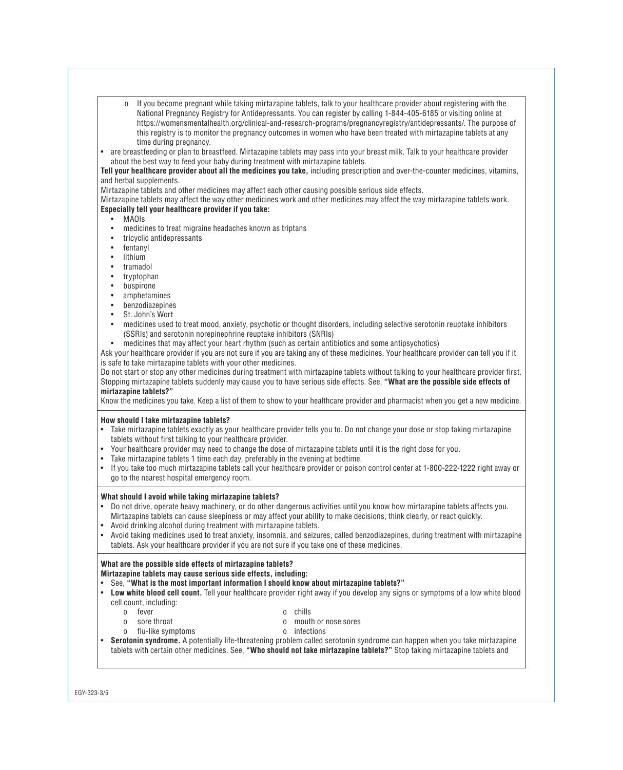- o If you become pregnant while taking mirtazapine tablets, talk to your healthcare provider about registering with the National Pregnancy Registry for Antidepressants. You can register by calling 1-844-405-6185 or visiting online at https://womensmentalhealth.org/clinical-and-research-programs/pregnancyregistry/antidepressants/. The purpose of this registry is to monitor the pregnancy outcomes in women who have been treated with mirtazapine tablets at any time during pregnancy.

- are breastfeeding or plan to breastfeed. Mirtazapine tablets may pass into your breast milk. Talk to your healthcare provider about the best way to feed your baby during treatment with mirtazapine tablets.

**Tell your healthcare provider about all the medicines you take,** including prescription and over-the-counter medicines, vitamins, and herbal supplements.

Mirtazapine tablets and other medicines may affect each other causing possible serious side effects.

Mirtazapine tablets may affect the way other medicines work and other medicines may affect the way mirtazapine tablets work.

**Especially tell your healthcare provider if you take:**

- MAOIs
- medicines to treat migraine headaches known as triptans
- tricyclic antidepressants
- fentanyl
- lithium
- tramadol
- tryptophan
- buspirone
- amphetamines
- benzodiazepines
- St. John's Wort
- medicines used to treat mood, anxiety, psychotic or thought disorders, including selective serotonin reuptake inhibitors (SSRIs) and serotonin norepinephrine reuptake inhibitors (SNRIs)
- medicines that may affect your heart rhythm (such as certain antibiotics and some antipsychotics)

Ask your healthcare provider if you are not sure if you are taking any of these medicines. Your healthcare provider can tell you if it is safe to take mirtazapine tablets with your other medicines.

Do not start or stop any other medicines during treatment with mirtazapine tablets without talking to your healthcare provider first. Stopping mirtazapine tablets suddenly may cause you to have serious side effects. See, **"What are the possible side effects of mirtazapine tablets?"**

Know the medicines you take. Keep a list of them to show to your healthcare provider and pharmacist when you get a new medicine.

**How should I take mirtazapine tablets?**

- Take mirtazapine tablets exactly as your healthcare provider tells you to. Do not change your dose or stop taking mirtazapine tablets without first talking to your healthcare provider.
- Your healthcare provider may need to change the dose of mirtazapine tablets until it is the right dose for you.
- Take mirtazapine tablets 1 time each day, preferably in the evening at bedtime.
- If you take too much mirtazapine tablets call your healthcare provider or poison control center at 1-800-222-1222 right away or go to the nearest hospital emergency room.

**What should I avoid while taking mirtazapine tablets?**

- Do not drive, operate heavy machinery, or do other dangerous activities until you know how mirtazapine tablets affects you. Mirtazapine tablets can cause sleepiness or may affect your ability to make decisions, think clearly, or react quickly.
- Avoid drinking alcohol during treatment with mirtazapine tablets.
- Avoid taking medicines used to treat anxiety, insomnia, and seizures, called benzodiazepines, during treatment with mirtazapine tablets. Ask your healthcare provider if you are not sure if you take one of these medicines.

**What are the possible side effects of mirtazapine tablets?**

**Mirtazapine tablets may cause serious side effects, including:**

- See, **"What is the most important information I should know about mirtazapine tablets?"**
- **Low white blood cell count.** Tell your healthcare provider right away if you develop any signs or symptoms of a low white blood cell count, including:
  - o fever
  - o chills
  - o sore throat
  - o mouth or nose sores
  - o flu-like symptoms
  - o infections
- **Serotonin syndrome.** A potentially life-threatening problem called serotonin syndrome can happen when you take mirtazapine tablets with certain other medicines. See, **"Who should not take mirtazapine tablets?"** Stop taking mirtazapine tablets and

EGY-323-3/5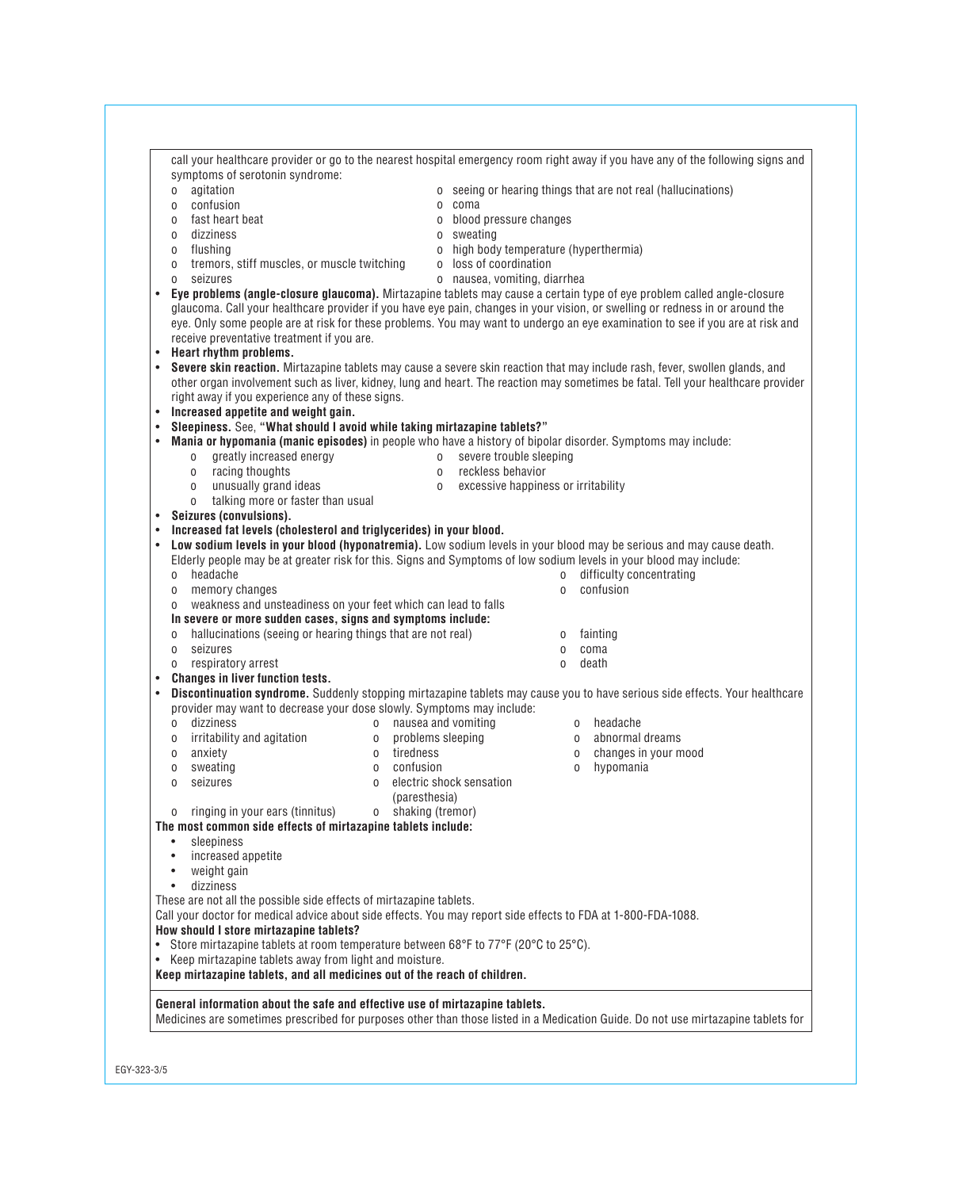call your healthcare provider or go to the nearest hospital emergency room right away if you have any of the following signs and symptoms of serotonin syndrome:

- agitation
- confusion
- fast heart beat
- dizziness
- flushing
- tremors, stiff muscles, or muscle twitching
- seizures
- seeing or hearing things that are not real (hallucinations)
- coma
- blood pressure changes
- sweating
- high body temperature (hyperthermia)
- loss of coordination
- nausea, vomiting, diarrhea

- **Eye problems (angle-closure glaucoma).** Mirtazapine tablets may cause a certain type of eye problem called angle-closure glaucoma. Call your healthcare provider if you have eye pain, changes in your vision, or swelling or redness in or around the eye. Only some people are at risk for these problems. You may want to undergo an eye examination to see if you are at risk and receive preventative treatment if you are.
- **Heart rhythm problems.**
- **Severe skin reaction.** Mirtazapine tablets may cause a severe skin reaction that may include rash, fever, swollen glands, and other organ involvement such as liver, kidney, lung and heart. The reaction may sometimes be fatal. Tell your healthcare provider right away if you experience any of these signs.
- **Increased appetite and weight gain.**
- **Sleepiness.** See, **"What should I avoid while taking mirtazapine tablets?"**
- **Mania or hypomania (manic episodes)** in people who have a history of bipolar disorder. Symptoms may include:
  - greatly increased energy
  - racing thoughts
  - unusually grand ideas
  - talking more or faster than usual
  - severe trouble sleeping
  - reckless behavior
  - excessive happiness or irritability
- **Seizures (convulsions).**
- **Increased fat levels (cholesterol and triglycerides) in your blood.**
- **Low sodium levels in your blood (hyponatremia).** Low sodium levels in your blood may be serious and may cause death. Elderly people may be at greater risk for this. Signs and Symptoms of low sodium levels in your blood may include:
  - headache
  - memory changes
  - weakness and unsteadiness on your feet which can lead to falls
  - difficulty concentrating
  - confusion

  **In severe or more sudden cases, signs and symptoms include:**
  - hallucinations (seeing or hearing things that are not real)
  - seizures
  - respiratory arrest
  - fainting
  - coma
  - death
- **Changes in liver function tests.**
- **Discontinuation syndrome.** Suddenly stopping mirtazapine tablets may cause you to have serious side effects. Your healthcare provider may want to decrease your dose slowly. Symptoms may include:
  - dizziness
  - irritability and agitation
  - anxiety
  - sweating
  - seizures
  - ringing in your ears (tinnitus)
  - nausea and vomiting
  - problems sleeping
  - tiredness
  - confusion
  - electric shock sensation (paresthesia)
  - shaking (tremor)
  - headache
  - abnormal dreams
  - changes in your mood
  - hypomania

**The most common side effects of mirtazapine tablets include:**

- sleepiness
- increased appetite
- weight gain
- dizziness

These are not all the possible side effects of mirtazapine tablets.

Call your doctor for medical advice about side effects. You may report side effects to FDA at 1-800-FDA-1088.

**How should I store mirtazapine tablets?**

- Store mirtazapine tablets at room temperature between 68°F to 77°F (20°C to 25°C).
- Keep mirtazapine tablets away from light and moisture.

**Keep mirtazapine tablets, and all medicines out of the reach of children.**

**General information about the safe and effective use of mirtazapine tablets.**

Medicines are sometimes prescribed for purposes other than those listed in a Medication Guide. Do not use mirtazapine tablets for

EGY-323-3/5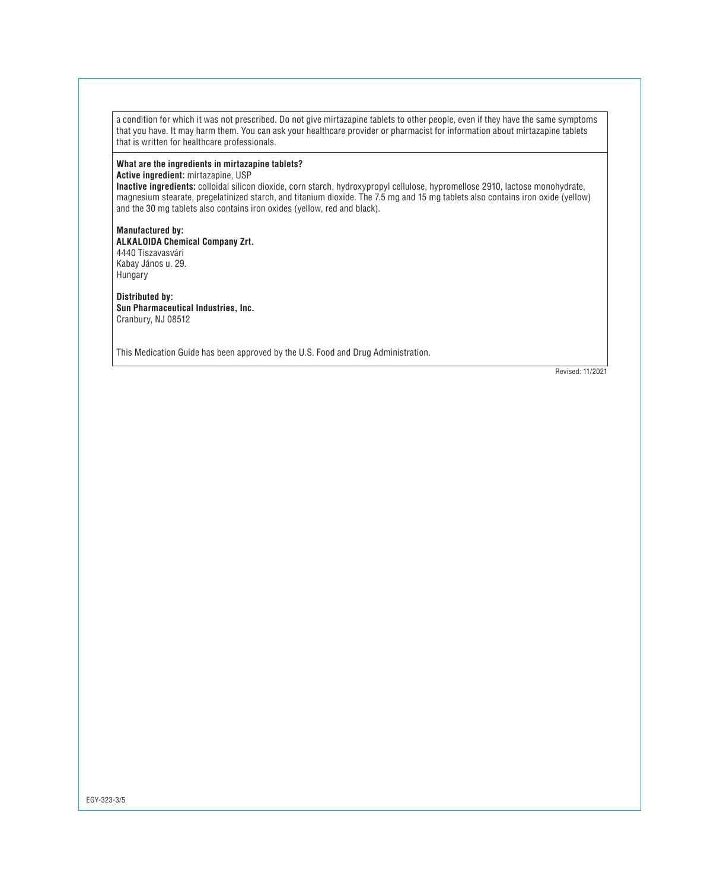a condition for which it was not prescribed. Do not give mirtazapine tablets to other people, even if they have the same symptoms that you have. It may harm them. You can ask your healthcare provider or pharmacist for information about mirtazapine tablets that is written for healthcare professionals.

**What are the ingredients in mirtazapine tablets?**

**Active ingredient:** mirtazapine, USP

**Inactive ingredients:** colloidal silicon dioxide, corn starch, hydroxypropyl cellulose, hypromellose 2910, lactose monohydrate, magnesium stearate, pregelatinized starch, and titanium dioxide. The 7.5 mg and 15 mg tablets also contains iron oxide (yellow) and the 30 mg tablets also contains iron oxides (yellow, red and black).

**Manufactured by:**
**ALKALOIDA Chemical Company Zrt.**
4440 Tiszavasvári
Kabay János u. 29.
Hungary

**Distributed by:**
**Sun Pharmaceutical Industries, Inc.**
Cranbury, NJ 08512

This Medication Guide has been approved by the U.S. Food and Drug Administration.

Revised: 11/2021

EGY-323-3/5